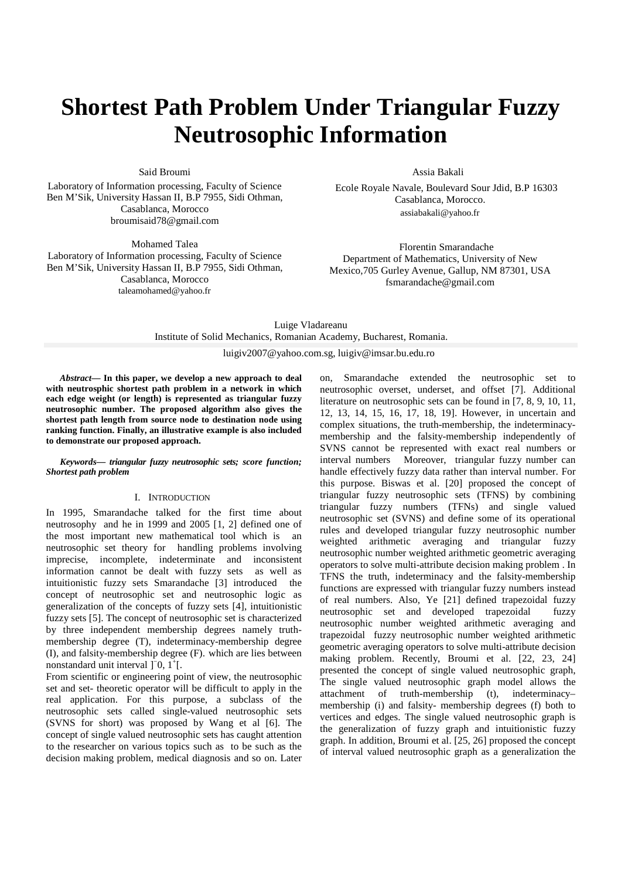# Shortest Path Problem Under Triangular Fuzzy Neutrosophic Information

Said Broumi

Laboratory of Information processing, Faculty of Science Ben M'Sik, University Hassan II, B.P 7955, Sidi Othman, Casablanca, Morocco
broumisaid78@gmail.com

Assia Bakali

Ecole Royale Navale, Boulevard Sour Jdid, B.P 16303 Casablanca, Morocco.
assiabakali@yahoo.fr

Mohamed Talea

Laboratory of Information processing, Faculty of Science Ben M'Sik, University Hassan II, B.P 7955, Sidi Othman, Casablanca, Morocco
taleamohamed@yahoo.fr

Florentin Smarandache

Department of Mathematics, University of New Mexico,705 Gurley Avenue, Gallup, NM 87301, USA
fsmarandache@gmail.com

Luige Vladareanu

Institute of Solid Mechanics, Romanian Academy, Bucharest, Romania.
luigiv2007@yahoo.com.sg, luigiv@imsar.bu.edu.ro

***Abstract*— In this paper, we develop a new approach to deal with neutrosphic shortest path problem in a network in which each edge weight (or length) is represented as triangular fuzzy neutrosophic number. The proposed algorithm also gives the shortest path length from source node to destination node using ranking function. Finally, an illustrative example is also included to demonstrate our proposed approach.**

***Keywords*— *triangular fuzzy neutrosophic sets; score function; Shortest path problem***

## I. INTRODUCTION

In 1995, Smarandache talked for the first time about neutrosophy and he in 1999 and 2005 [1, 2] defined one of the most important new mathematical tool which is an neutrosophic set theory for handling problems involving imprecise, incomplete, indeterminate and inconsistent information cannot be dealt with fuzzy sets as well as intuitionistic fuzzy sets Smarandache [3] introduced the concept of neutrosophic set and neutrosophic logic as generalization of the concepts of fuzzy sets [4], intuitionistic fuzzy sets [5]. The concept of neutrosophic set is characterized by three independent membership degrees namely truth-membership degree (T), indeterminacy-membership degree (I), and falsity-membership degree (F). which are lies between nonstandard unit interval $]^-0, 1^+[$.

From scientific or engineering point of view, the neutrosophic set and set- theoretic operator will be difficult to apply in the real application. For this purpose, a subclass of the neutrosophic sets called single-valued neutrosophic sets (SVNS for short) was proposed by Wang et al [6]. The concept of single valued neutrosophic sets has caught attention to the researcher on various topics such as to be such as the decision making problem, medical diagnosis and so on. Later on, Smarandache extended the neutrosophic set to neutrosophic overset, underset, and offset [7]. Additional literature on neutrosophic sets can be found in [7, 8, 9, 10, 11, 12, 13, 14, 15, 16, 17, 18, 19]. However, in uncertain and complex situations, the truth-membership, the indeterminacy-membership and the falsity-membership independently of SVNS cannot be represented with exact real numbers or interval numbers Moreover, triangular fuzzy number can handle effectively fuzzy data rather than interval number. For this purpose. Biswas et al. [20] proposed the concept of triangular fuzzy neutrosophic sets (TFNS) by combining triangular fuzzy numbers (TFNs) and single valued neutrosophic set (SVNS) and define some of its operational rules and developed triangular fuzzy neutrosophic number weighted arithmetic averaging and triangular fuzzy neutrosophic number weighted arithmetic geometric averaging operators to solve multi-attribute decision making problem . In TFNS the truth, indeterminacy and the falsity-membership functions are expressed with triangular fuzzy numbers instead of real numbers. Also, Ye [21] defined trapezoidal fuzzy neutrosophic set and developed trapezoidal fuzzy neutrosophic number weighted arithmetic averaging and trapezoidal fuzzy neutrosophic number weighted arithmetic geometric averaging operators to solve multi-attribute decision making problem. Recently, Broumi et al. [22, 23, 24] presented the concept of single valued neutrosophic graph, The single valued neutrosophic graph model allows the attachment of truth-membership (t), indeterminacy–membership (i) and falsity- membership degrees (f) both to vertices and edges. The single valued neutrosophic graph is the generalization of fuzzy graph and intuitionistic fuzzy graph. In addition, Broumi et al. [25, 26] proposed the concept of interval valued neutrosophic graph as a generalization the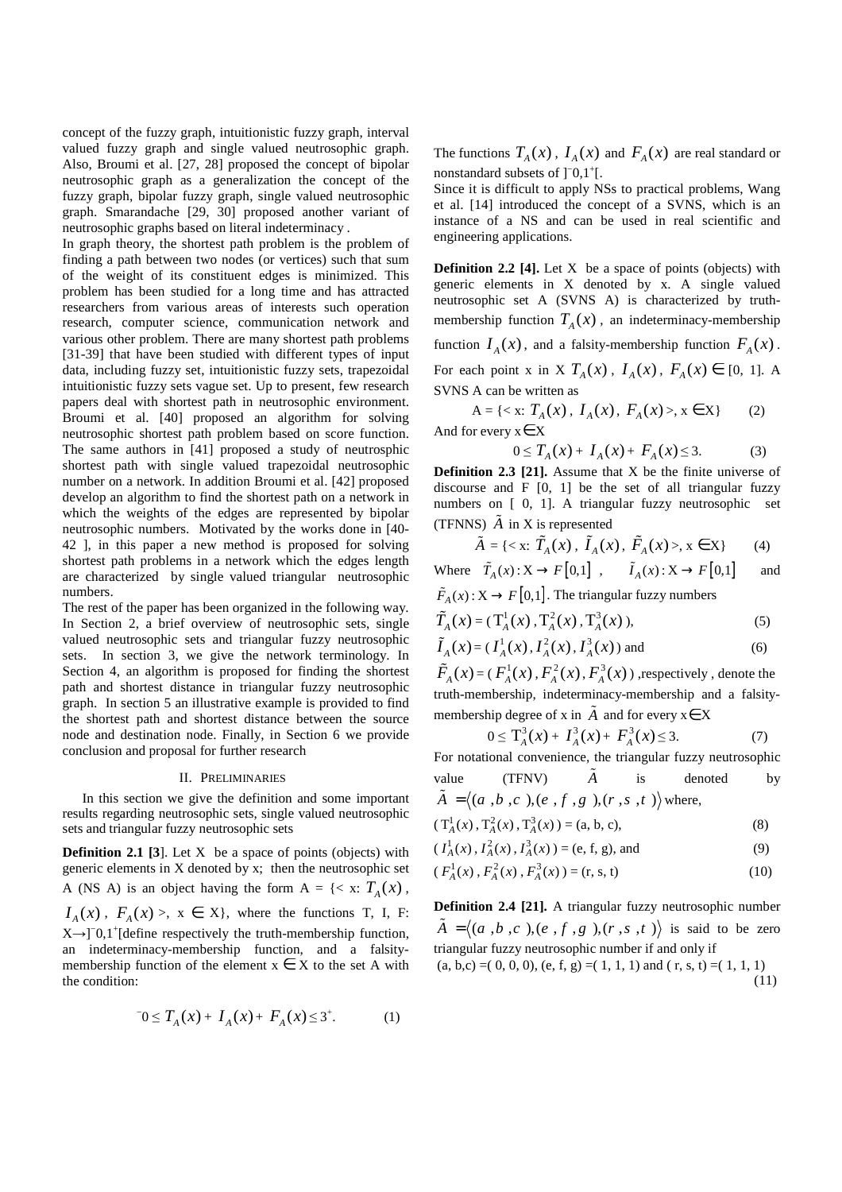concept of the fuzzy graph, intuitionistic fuzzy graph, interval valued fuzzy graph and single valued neutrosophic graph. Also, Broumi et al. [27, 28] proposed the concept of bipolar neutrosophic graph as a generalization the concept of the fuzzy graph, bipolar fuzzy graph, single valued neutrosophic graph. Smarandache [29, 30] proposed another variant of neutrosophic graphs based on literal indeterminacy .

In graph theory, the shortest path problem is the problem of finding a path between two nodes (or vertices) such that sum of the weight of its constituent edges is minimized. This problem has been studied for a long time and has attracted researchers from various areas of interests such operation research, computer science, communication network and various other problem. There are many shortest path problems [31-39] that have been studied with different types of input data, including fuzzy set, intuitionistic fuzzy sets, trapezoidal intuitionistic fuzzy sets vague set. Up to present, few research papers deal with shortest path in neutrosophic environment. Broumi et al. [40] proposed an algorithm for solving neutrosophic shortest path problem based on score function. The same authors in [41] proposed a study of neutrosphic shortest path with single valued trapezoidal neutrosophic number on a network. In addition Broumi et al. [42] proposed develop an algorithm to find the shortest path on a network in which the weights of the edges are represented by bipolar neutrosophic numbers. Motivated by the works done in [40-42 ], in this paper a new method is proposed for solving shortest path problems in a network which the edges length are characterized by single valued triangular neutrosophic numbers.

The rest of the paper has been organized in the following way. In Section 2, a brief overview of neutrosophic sets, single valued neutrosophic sets and triangular fuzzy neutrosophic sets. In section 3, we give the network terminology. In Section 4, an algorithm is proposed for finding the shortest path and shortest distance in triangular fuzzy neutrosophic graph. In section 5 an illustrative example is provided to find the shortest path and shortest distance between the source node and destination node. Finally, in Section 6 we provide conclusion and proposal for further research

## II. Preliminaries

In this section we give the definition and some important results regarding neutrosophic sets, single valued neutrosophic sets and triangular fuzzy neutrosophic sets

**Definition 2.1 [3**]. Let X be a space of points (objects) with generic elements in X denoted by x; then the neutrosophic set A (NS A) is an object having the form A = {< x: $T_A(x)$, $I_A(x)$, $F_A(x)$ >, x ∈ X}, where the functions T, I, F: X→]$^-$0,1$^+$[define respectively the truth-membership function, an indeterminacy-membership function, and a falsity-membership function of the element x ∈ X to the set A with the condition:

$$^-0 \le T_A(x) + I_A(x) + F_A(x) \le 3^+. \qquad (1)$$

The functions $T_A(x)$, $I_A(x)$ and $F_A(x)$ are real standard or nonstandard subsets of ]$^-$0,1$^+$[.

Since it is difficult to apply NSs to practical problems, Wang et al. [14] introduced the concept of a SVNS, which is an instance of a NS and can be used in real scientific and engineering applications.

**Definition 2.2 [4].** Let X be a space of points (objects) with generic elements in X denoted by x. A single valued neutrosophic set A (SVNS A) is characterized by truth-membership function $T_A(x)$, an indeterminacy-membership function $I_A(x)$, and a falsity-membership function $F_A(x)$. For each point x in X $T_A(x)$, $I_A(x)$, $F_A(x) \in$ [0, 1]. A SVNS A can be written as

$$A = \{< x: T_A(x),\ I_A(x),\ F_A(x)>,\ x \in X\} \qquad (2)$$

And for every x∈X

$$0 \le T_A(x) + I_A(x) + F_A(x) \le 3. \qquad (3)$$

**Definition 2.3 [21].** Assume that X be the finite universe of discourse and F [0, 1] be the set of all triangular fuzzy numbers on [ 0, 1]. A triangular fuzzy neutrosophic set (TFNNS) $\tilde{A}$ in X is represented

$$\tilde{A} = \{< x: \tilde{T}_A(x),\ \tilde{I}_A(x),\ \tilde{F}_A(x)>,\ x \in X\} \qquad (4)$$

Where $\tilde{T}_A(x): X \to F[0,1]$, $\tilde{I}_A(x): X \to F[0,1]$ and $\tilde{F}_A(x): X \to F[0,1]$. The triangular fuzzy numbers

$$\tilde{T}_A(x) = (T_A^1(x), T_A^2(x), T_A^3(x)), \qquad (5)$$

$$\tilde{I}_A(x) = (I_A^1(x), I_A^2(x), I_A^3(x)) \text{ and} \qquad (6)$$

$\tilde{F}_A(x) = (F_A^1(x), F_A^2(x), F_A^3(x))$ ,respectively , denote the truth-membership, indeterminacy-membership and a falsity-membership degree of x in $\tilde{A}$ and for every x∈X

$$0 \le T_A^3(x) + I_A^3(x) + F_A^3(x) \le 3. \qquad (7)$$

For notational convenience, the triangular fuzzy neutrosophic value (TFNV) $\tilde{A}$ is denoted by $\tilde{A} = \langle (a, b, c), (e, f, g), (r, s, t) \rangle$ where,

$$(T_A^1(x), T_A^2(x), T_A^3(x)) = (a, b, c), \qquad (8)$$

$$(I_A^1(x), I_A^2(x), I_A^3(x)) = (e, f, g), \text{ and} \qquad (9)$$

$$(F_A^1(x), F_A^2(x), F_A^3(x)) = (r, s, t) \qquad (10)$$

**Definition 2.4 [21].** A triangular fuzzy neutrosophic number $\tilde{A} = \langle (a, b, c), (e, f, g), (r, s, t) \rangle$ is said to be zero triangular fuzzy neutrosophic number if and only if

$$(a, b, c) = (0, 0, 0),\ (e, f, g) = (1, 1, 1) \text{ and } (r, s, t) = (1, 1, 1) \qquad (11)$$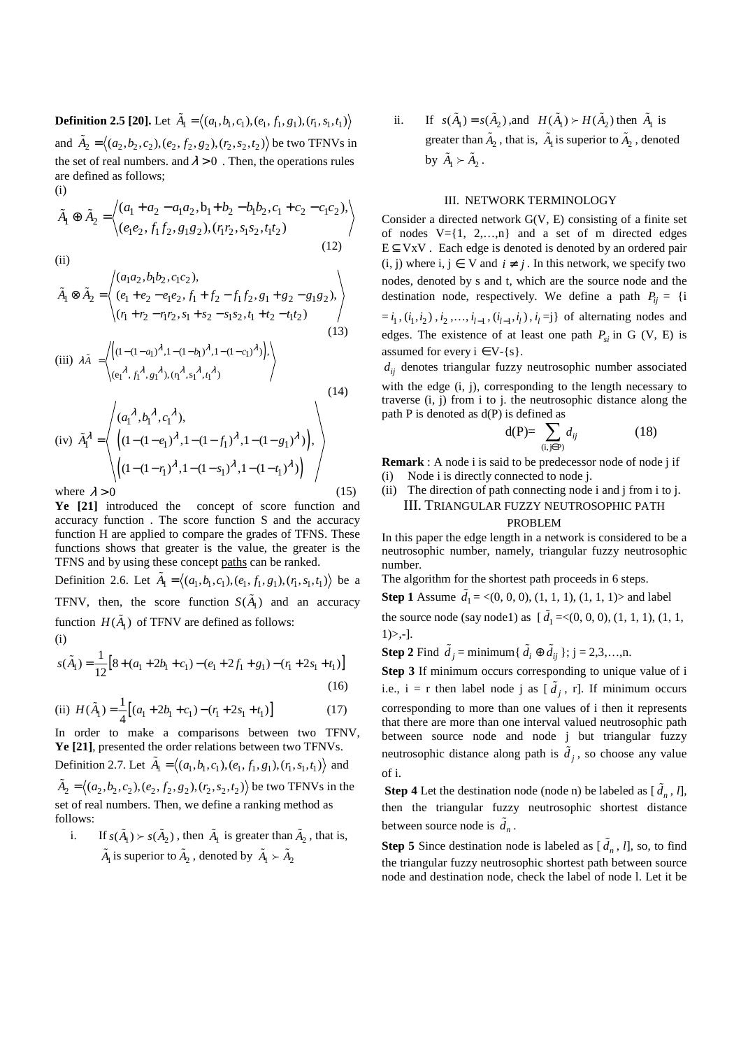**Definition 2.5 [20].** Let $\tilde{A}_1 = \langle (a_1, b_1, c_1), (e_1, f_1, g_1), (r_1, s_1, t_1) \rangle$ and $\tilde{A}_2 = \langle (a_2, b_2, c_2), (e_2, f_2, g_2), (r_2, s_2, t_2) \rangle$ be two TFNVs in the set of real numbers. and $\lambda > 0$ . Then, the operations rules are defined as follows;

(i)

$$\tilde{A}_1 \oplus \tilde{A}_2 = \left\langle \begin{matrix} (a_1 + a_2 - a_1 a_2, b_1 + b_2 - b_1 b_2, c_1 + c_2 - c_1 c_2), \\ (e_1 e_2, f_1 f_2, g_1 g_2), (r_1 r_2, s_1 s_2, t_1 t_2) \end{matrix} \right\rangle \tag{12}$$

(ii)

$$\tilde{A}_1 \otimes \tilde{A}_2 = \left\langle \begin{matrix} (a_1 a_2, b_1 b_2, c_1 c_2), \\ (e_1 + e_2 - e_1 e_2, f_1 + f_2 - f_1 f_2, g_1 + g_2 - g_1 g_2), \\ (r_1 + r_2 - r_1 r_2, s_1 + s_2 - s_1 s_2, t_1 + t_2 - t_1 t_2) \end{matrix} \right\rangle \tag{13}$$

(iii)

$$\lambda \tilde{A} = \left\langle \begin{matrix} \left( (1-(1-a_1)^{\lambda}, 1-(1-b_1)^{\lambda}, 1-(1-c_1)^{\lambda}) \right), \\ (e_1^{\lambda}, f_1^{\lambda}, g_1^{\lambda}), (r_1^{\lambda}, s_1^{\lambda}, t_1^{\lambda}) \end{matrix} \right\rangle \tag{14}$$

(iv)

$$\tilde{A}_1^{\lambda} = \left\langle \begin{matrix} (a_1^{\lambda}, b_1^{\lambda}, c_1^{\lambda}), \\ \left( (1-(1-e_1)^{\lambda}, 1-(1-f_1)^{\lambda}, 1-(1-g_1)^{\lambda}) \right), \\ \left( (1-(1-r_1)^{\lambda}, 1-(1-s_1)^{\lambda}, 1-(1-t_1)^{\lambda}) \right) \end{matrix} \right\rangle$$

where $\lambda > 0$ (15)

**Ye [21]** introduced the concept of score function and accuracy function . The score function S and the accuracy function H are applied to compare the grades of TFNS. These functions shows that greater is the value, the greater is the TFNS and by using these concept paths can be ranked.

Definition 2.6. Let $\tilde{A}_1 = \langle (a_1, b_1, c_1), (e_1, f_1, g_1), (r_1, s_1, t_1) \rangle$ be a TFNV, then, the score function $S(\tilde{A}_1)$ and an accuracy function $H(\tilde{A}_1)$ of TFNV are defined as follows:

(i)

$$s(\tilde{A}_1) = \frac{1}{12}\left[8 + (a_1 + 2b_1 + c_1) - (e_1 + 2f_1 + g_1) - (r_1 + 2s_1 + t_1)\right] \tag{16}$$

(ii)

$$H(\tilde{A}_1) = \frac{1}{4}\left[(a_1 + 2b_1 + c_1) - (r_1 + 2s_1 + t_1)\right] \tag{17}$$

In order to make a comparisons between two TFNV, **Ye [21]**, presented the order relations between two TFNVs.

Definition 2.7. Let $\tilde{A}_1 = \langle (a_1, b_1, c_1), (e_1, f_1, g_1), (r_1, s_1, t_1) \rangle$ and $\tilde{A}_2 = \langle (a_2, b_2, c_2), (e_2, f_2, g_2), (r_2, s_2, t_2) \rangle$ be two TFNVs in the set of real numbers. Then, we define a ranking method as follows:

i. If $s(\tilde{A}_1) \succ s(\tilde{A}_2)$ , then $\tilde{A}_1$ is greater than $\tilde{A}_2$ , that is, $\tilde{A}_1$ is superior to $\tilde{A}_2$ , denoted by $\tilde{A}_1 \succ \tilde{A}_2$

ii. If $s(\tilde{A}_1) = s(\tilde{A}_2)$ ,and $H(\tilde{A}_1) \succ H(\tilde{A}_2)$ then $\tilde{A}_1$ is greater than $\tilde{A}_2$ , that is, $\tilde{A}_1$ is superior to $\tilde{A}_2$ , denoted by $\tilde{A}_1 \succ \tilde{A}_2$ .

## III. NETWORK TERMINOLOGY

Consider a directed network G(V, E) consisting of a finite set of nodes V={1, 2,…,n} and a set of m directed edges $E \subseteq V x V$ . Each edge is denoted is denoted by an ordered pair (i, j) where i, j $\in$ V and $i \neq j$ . In this network, we specify two nodes, denoted by s and t, which are the source node and the destination node, respectively. We define a path $P_{ij}$ = {i = $i_1$ , $(i_1, i_2)$ , $i_2$ ,…, $i_{l-1}$ , $(i_{l-1}, i_l)$ , $i_l$ =j} of alternating nodes and edges. The existence of at least one path $P_{si}$ in G (V, E) is assumed for every i $\in$V-{s}.

$d_{ij}$ denotes triangular fuzzy neutrosophic number associated with the edge (i, j), corresponding to the length necessary to traverse (i, j) from i to j. the neutrosophic distance along the path P is denoted as d(P) is defined as

$$d(P) = \sum_{(i,j \in P)} d_{ij} \tag{18}$$

**Remark** : A node i is said to be predecessor node of node j if

(i) Node i is directly connected to node j.

(ii) The direction of path connecting node i and j from i to j.

## III. TRIANGULAR FUZZY NEUTROSOPHIC PATH PROBLEM

In this paper the edge length in a network is considered to be a neutrosophic number, namely, triangular fuzzy neutrosophic number.

The algorithm for the shortest path proceeds in 6 steps.

**Step 1** Assume $\tilde{d}_1$ = <(0, 0, 0), (1, 1, 1), (1, 1, 1)> and label the source node (say node1) as [ $\tilde{d}_1$ =<(0, 0, 0), (1, 1, 1), (1, 1, 1)>,-].

**Step 2** Find $\tilde{d}_j$ = minimum{ $\tilde{d}_i \oplus \tilde{d}_{ij}$ }; j = 2,3,…,n.

**Step 3** If minimum occurs corresponding to unique value of i i.e., i = r then label node j as [ $\tilde{d}_j$ , r]. If minimum occurs corresponding to more than one values of i then it represents that there are more than one interval valued neutrosophic path between source node and node j but triangular fuzzy neutrosophic distance along path is $\tilde{d}_j$ , so choose any value of i.

**Step 4** Let the destination node (node n) be labeled as [ $\tilde{d}_n$ , l], then the triangular fuzzy neutrosophic shortest distance between source node is $\tilde{d}_n$ .

**Step 5** Since destination node is labeled as [ $\tilde{d}_n$ , l], so, to find the triangular fuzzy neutrosophic shortest path between source node and destination node, check the label of node l. Let it be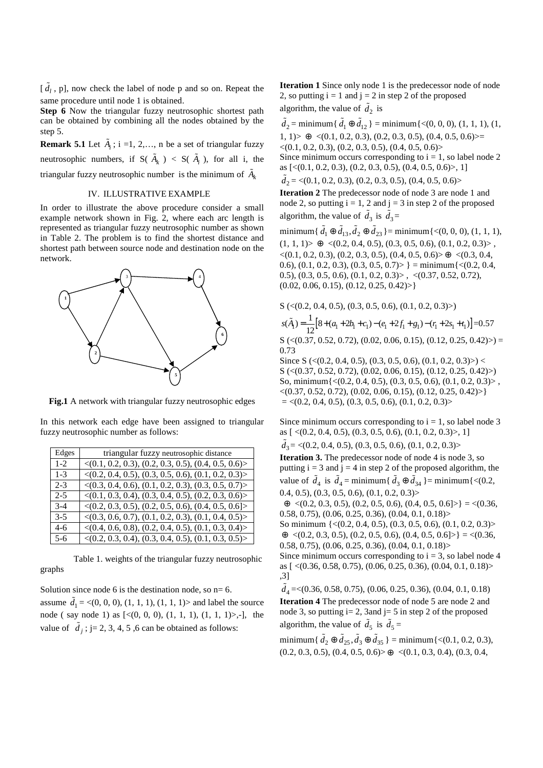[ $\tilde{d}_l$ , p], now check the label of node p and so on. Repeat the same procedure until node 1 is obtained.

**Step 6** Now the triangular fuzzy neutrosophic shortest path can be obtained by combining all the nodes obtained by the step 5.

**Remark 5.1** Let $\tilde{A}_i$ ; i =1, 2,…, n be a set of triangular fuzzy neutrosophic numbers, if S( $\tilde{A}_k$ ) < S( $\tilde{A}_i$ ), for all i, the triangular fuzzy neutrosophic number is the minimum of $\tilde{A}_k$

## IV. ILLUSTRATIVE EXAMPLE

In order to illustrate the above procedure consider a small example network shown in Fig. 2, where each arc length is represented as triangular fuzzy neutrosophic number as shown in Table 2. The problem is to find the shortest distance and shortest path between source node and destination node on the network.

**Fig.1** A network with triangular fuzzy neutrosophic edges

In this network each edge have been assigned to triangular fuzzy neutrosophic number as follows:

| Edges | triangular fuzzy neutrosophic distance |
|---|---|
| 1-2 | <(0.1, 0.2, 0.3), (0.2, 0.3, 0.5), (0.4, 0.5, 0.6)> |
| 1-3 | <(0.2, 0.4, 0.5), (0.3, 0.5, 0.6), (0.1, 0.2, 0.3)> |
| 2-3 | <(0.3, 0.4, 0.6), (0.1, 0.2, 0.3), (0.3, 0.5, 0.7)> |
| 2-5 | <(0.1, 0.3, 0.4), (0.3, 0.4, 0.5), (0.2, 0.3, 0.6)> |
| 3-4 | <(0.2, 0.3, 0.5), (0.2, 0.5, 0.6), (0.4, 0.5, 0.6]> |
| 3-5 | <(0.3, 0.6, 0.7), (0.1, 0.2, 0.3), (0.1, 0.4, 0.5)> |
| 4-6 | <(0.4, 0.6, 0.8), (0.2, 0.4, 0.5), (0.1, 0.3, 0.4)> |
| 5-6 | <(0.2, 0.3, 0.4), (0.3, 0.4, 0.5), (0.1, 0.3, 0.5)> |

Table 1. weights of the triangular fuzzy neutrosophic graphs

Solution since node 6 is the destination node, so n= 6.

assume $\tilde{d}_1$ = <(0, 0, 0), (1, 1, 1), (1, 1, 1)> and label the source node ( say node 1) as [<(0, 0, 0), (1, 1, 1), (1, 1, 1)>,-], the value of $\tilde{d}_j$ ; j= 2, 3, 4, 5 ,6 can be obtained as follows:

**Iteration 1** Since only node 1 is the predecessor node of node 2, so putting i = 1 and j = 2 in step 2 of the proposed algorithm, the value of $\tilde{d}_2$ is

$\tilde{d}_2$ = minimum{ $\tilde{d}_1 \oplus \tilde{d}_{12}$ } = minimum{<(0, 0, 0), (1, 1, 1), (1, 1, 1)> ⊕ <(0.1, 0.2, 0.3), (0.2, 0.3, 0.5), (0.4, 0.5, 0.6)>= <(0.1, 0.2, 0.3), (0.2, 0.3, 0.5), (0.4, 0.5, 0.6)>

Since minimum occurs corresponding to i = 1, so label node 2 as [<(0.1, 0.2, 0.3), (0.2, 0.3, 0.5), (0.4, 0.5, 0.6)>, 1]

$\tilde{d}_2$ = <(0.1, 0.2, 0.3), (0.2, 0.3, 0.5), (0.4, 0.5, 0.6)>

**Iteration 2** The predecessor node of node 3 are node 1 and node 2, so putting i = 1, 2 and j = 3 in step 2 of the proposed algorithm, the value of $\tilde{d}_3$ is $\tilde{d}_3$ =

minimum{ $\tilde{d}_1 \oplus \tilde{d}_{13}, \tilde{d}_2 \oplus \tilde{d}_{23}$ }= minimum{<(0, 0, 0), (1, 1, 1), (1, 1, 1)> ⊕ <(0.2, 0.4, 0.5), (0.3, 0.5, 0.6), (0.1, 0.2, 0.3)> , <(0.1, 0.2, 0.3), (0.2, 0.3, 0.5), (0.4, 0.5, 0.6)> ⊕ <(0.3, 0.4, 0.6), (0.1, 0.2, 0.3), (0.3, 0.5, 0.7)> } = minimum{<(0.2, 0.4, 0.5), (0.3, 0.5, 0.6), (0.1, 0.2, 0.3)> , <(0.37, 0.52, 0.72), (0.02, 0.06, 0.15), (0.12, 0.25, 0.42)>}

S (<(0.2, 0.4, 0.5), (0.3, 0.5, 0.6), (0.1, 0.2, 0.3)>)

$$s(\tilde{A}_1) = \frac{1}{12}\left[8 + (a_1 + 2b_1 + c_1) - (e_1 + 2f_1 + g_1) - (r_1 + 2s_1 + t_1)\right] = 0.57$$

S (<(0.37, 0.52, 0.72), (0.02, 0.06, 0.15), (0.12, 0.25, 0.42)>) = 0.73

Since S (<(0.2, 0.4, 0.5), (0.3, 0.5, 0.6), (0.1, 0.2, 0.3)>) < S (<(0.37, 0.52, 0.72), (0.02, 0.06, 0.15), (0.12, 0.25, 0.42)>)

So, minimum{<(0.2, 0.4, 0.5), (0.3, 0.5, 0.6), (0.1, 0.2, 0.3)> , <(0.37, 0.52, 0.72), (0.02, 0.06, 0.15), (0.12, 0.25, 0.42)>}
 = <(0.2, 0.4, 0.5), (0.3, 0.5, 0.6), (0.1, 0.2, 0.3)>

Since minimum occurs corresponding to i = 1, so label node 3 as [ <(0.2, 0.4, 0.5), (0.3, 0.5, 0.6), (0.1, 0.2, 0.3)>, 1]

$\tilde{d}_3$ = <(0.2, 0.4, 0.5), (0.3, 0.5, 0.6), (0.1, 0.2, 0.3)>

**Iteration 3.** The predecessor node of node 4 is node 3, so putting i = 3 and j = 4 in step 2 of the proposed algorithm, the value of $\tilde{d}_4$ is $\tilde{d}_4$ = minimum{ $\tilde{d}_3 \oplus \tilde{d}_{34}$ }= minimum{<(0.2, 0.4, 0.5), (0.3, 0.5, 0.6), (0.1, 0.2, 0.3)>
 ⊕ <(0.2, 0.3, 0.5), (0.2, 0.5, 0.6), (0.4, 0.5, 0.6]>} = <(0.36, 0.58, 0.75), (0.06, 0.25, 0.36), (0.04, 0.1, 0.18)>

So minimum {<(0.2, 0.4, 0.5), (0.3, 0.5, 0.6), (0.1, 0.2, 0.3)>
 ⊕ <(0.2, 0.3, 0.5), (0.2, 0.5, 0.6), (0.4, 0.5, 0.6]>} = <(0.36, 0.58, 0.75), (0.06, 0.25, 0.36), (0.04, 0.1, 0.18)>

Since minimum occurs corresponding to i = 3, so label node 4 as [ <(0.36, 0.58, 0.75), (0.06, 0.25, 0.36), (0.04, 0.1, 0.18)> ,3]

$\tilde{d}_4$ =<(0.36, 0.58, 0.75), (0.06, 0.25, 0.36), (0.04, 0.1, 0.18)

**Iteration 4** The predecessor node of node 5 are node 2 and node 3, so putting i= 2, 3and j= 5 in step 2 of the proposed algorithm, the value of $\tilde{d}_5$ is $\tilde{d}_5$ =

minimum{ $\tilde{d}_2 \oplus \tilde{d}_{25}, \tilde{d}_3 \oplus \tilde{d}_{35}$ } = minimum{<(0.1, 0.2, 0.3), (0.2, 0.3, 0.5), (0.4, 0.5, 0.6)> ⊕ <(0.1, 0.3, 0.4), (0.3, 0.4,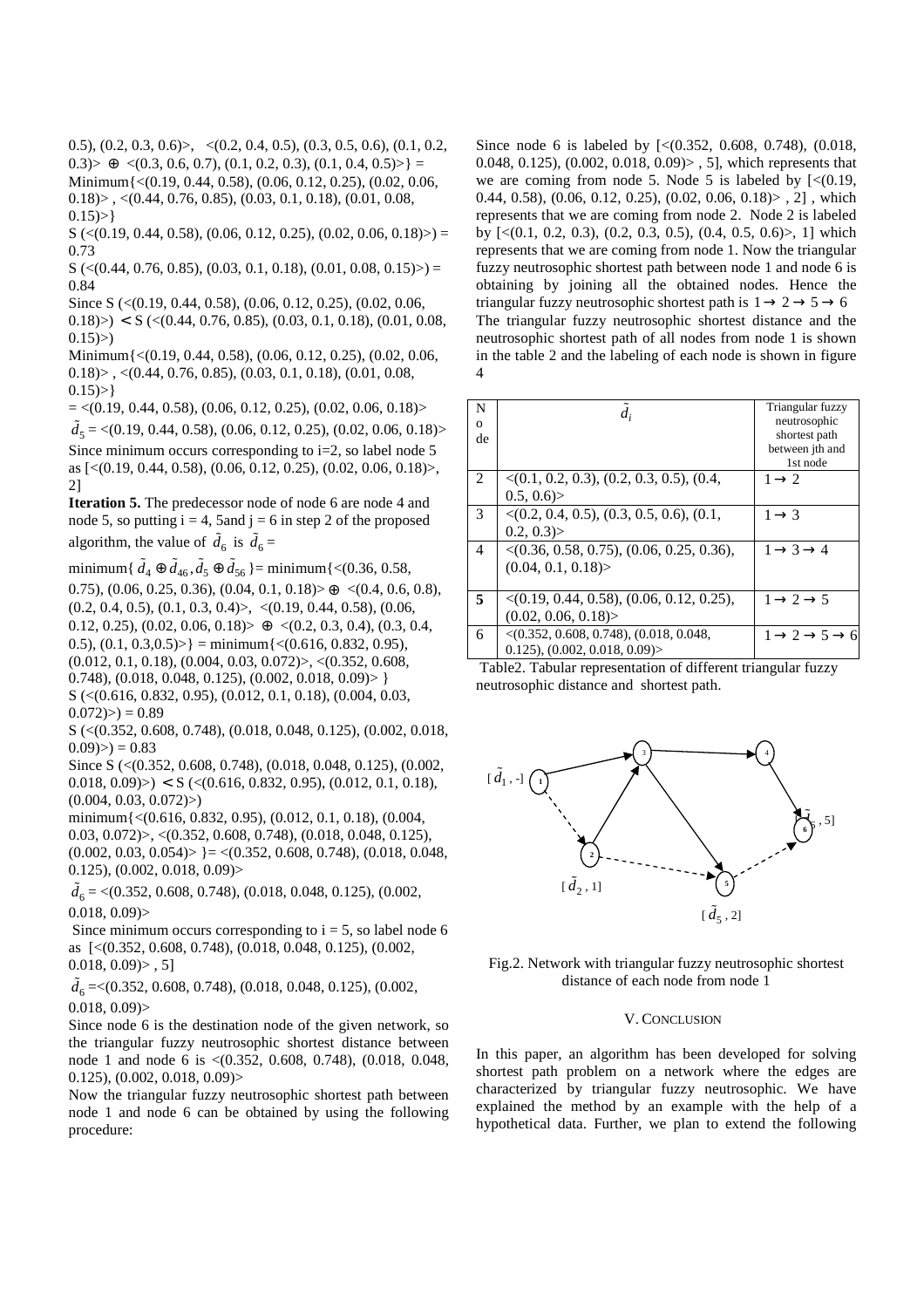0.5), (0.2, 0.3, 0.6)>, <(0.2, 0.4, 0.5), (0.3, 0.5, 0.6), (0.1, 0.2, 0.3)> $\oplus$ <(0.3, 0.6, 0.7), (0.1, 0.2, 0.3), (0.1, 0.4, 0.5)>} = Minimum{<(0.19, 0.44, 0.58), (0.06, 0.12, 0.25), (0.02, 0.06, 0.18)> , <(0.44, 0.76, 0.85), (0.03, 0.1, 0.18), (0.01, 0.08, 0.15)>}

S (<(0.19, 0.44, 0.58), (0.06, 0.12, 0.25), (0.02, 0.06, 0.18)>) = 0.73

S (<(0.44, 0.76, 0.85), (0.03, 0.1, 0.18), (0.01, 0.08, 0.15)>) = 0.84

Since S (<(0.19, 0.44, 0.58), (0.06, 0.12, 0.25), (0.02, 0.06, 0.18)>) $<$ S (<(0.44, 0.76, 0.85), (0.03, 0.1, 0.18), (0.01, 0.08, 0.15)>)

Minimum{<(0.19, 0.44, 0.58), (0.06, 0.12, 0.25), (0.02, 0.06, 0.18)> , <(0.44, 0.76, 0.85), (0.03, 0.1, 0.18), (0.01, 0.08, 0.15)>}

= <(0.19, 0.44, 0.58), (0.06, 0.12, 0.25), (0.02, 0.06, 0.18)>

$\tilde{d}_5$ = <(0.19, 0.44, 0.58), (0.06, 0.12, 0.25), (0.02, 0.06, 0.18)>

Since minimum occurs corresponding to i=2, so label node 5 as [<(0.19, 0.44, 0.58), (0.06, 0.12, 0.25), (0.02, 0.06, 0.18)>, 2]

**Iteration 5.** The predecessor node of node 6 are node 4 and node 5, so putting i = 4, 5and j = 6 in step 2 of the proposed algorithm, the value of $\tilde{d}_6$ is $\tilde{d}_6$ =

minimum{ $\tilde{d}_4 \oplus \tilde{d}_{46}, \tilde{d}_5 \oplus \tilde{d}_{56}$ }= minimum{<(0.36, 0.58, 0.75), (0.06, 0.25, 0.36), (0.04, 0.1, 0.18)> $\oplus$ <(0.4, 0.6, 0.8), (0.2, 0.4, 0.5), (0.1, 0.3, 0.4)>, <(0.19, 0.44, 0.58), (0.06, 0.12, 0.25), (0.02, 0.06, 0.18)> $\oplus$ <(0.2, 0.3, 0.4), (0.3, 0.4, 0.5), (0.1, 0.3,0.5)>} = minimum{<(0.616, 0.832, 0.95), (0.012, 0.1, 0.18), (0.004, 0.03, 0.072)>, <(0.352, 0.608, 0.748), (0.018, 0.048, 0.125), (0.002, 0.018, 0.09)> }

S (<(0.616, 0.832, 0.95), (0.012, 0.1, 0.18), (0.004, 0.03, 0.072)>) = 0.89

S (<(0.352, 0.608, 0.748), (0.018, 0.048, 0.125), (0.002, 0.018, 0.09)>) = 0.83

Since S (<(0.352, 0.608, 0.748), (0.018, 0.048, 0.125), (0.002, 0.018, 0.09)>) $<$ S (<(0.616, 0.832, 0.95), (0.012, 0.1, 0.18), (0.004, 0.03, 0.072)>)

minimum{<(0.616, 0.832, 0.95), (0.012, 0.1, 0.18), (0.004, 0.03, 0.072)>, <(0.352, 0.608, 0.748), (0.018, 0.048, 0.125), (0.002, 0.03, 0.054)> }= <(0.352, 0.608, 0.748), (0.018, 0.048, 0.125), (0.002, 0.018, 0.09)>

$\tilde{d}_6$ = <(0.352, 0.608, 0.748), (0.018, 0.048, 0.125), (0.002, 0.018, 0.09)>

Since minimum occurs corresponding to i = 5, so label node 6 as [<(0.352, 0.608, 0.748), (0.018, 0.048, 0.125), (0.002, 0.018, 0.09)> , 5]

$\tilde{d}_6$ =<(0.352, 0.608, 0.748), (0.018, 0.048, 0.125), (0.002, 0.018, 0.09)>

Since node 6 is the destination node of the given network, so the triangular fuzzy neutrosophic shortest distance between node 1 and node 6 is <(0.352, 0.608, 0.748), (0.018, 0.048, 0.125), (0.002, 0.018, 0.09)>

Now the triangular fuzzy neutrosophic shortest path between node 1 and node 6 can be obtained by using the following procedure:

Since node 6 is labeled by [<(0.352, 0.608, 0.748), (0.018, 0.048, 0.125), (0.002, 0.018, 0.09)> , 5], which represents that we are coming from node 5. Node 5 is labeled by [<(0.19, 0.44, 0.58), (0.06, 0.12, 0.25), (0.02, 0.06, 0.18)> , 2] , which represents that we are coming from node 2. Node 2 is labeled by [<(0.1, 0.2, 0.3), (0.2, 0.3, 0.5), (0.4, 0.5, 0.6)>, 1] which represents that we are coming from node 1. Now the triangular fuzzy neutrosophic shortest path between node 1 and node 6 is obtaining by joining all the obtained nodes. Hence the triangular fuzzy neutrosophic shortest path is $1 \rightarrow 2 \rightarrow 5 \rightarrow 6$

The triangular fuzzy neutrosophic shortest distance and the neutrosophic shortest path of all nodes from node 1 is shown in the table 2 and the labeling of each node is shown in figure 4

| Node | $\tilde{d}_i$ | Triangular fuzzy neutrosophic shortest path between jth and 1st node |
|---|---|---|
| 2 | <(0.1, 0.2, 0.3), (0.2, 0.3, 0.5), (0.4, 0.5, 0.6)> | $1 \rightarrow 2$ |
| 3 | <(0.2, 0.4, 0.5), (0.3, 0.5, 0.6), (0.1, 0.2, 0.3)> | $1 \rightarrow 3$ |
| 4 | <(0.36, 0.58, 0.75), (0.06, 0.25, 0.36), (0.04, 0.1, 0.18)> | $1 \rightarrow 3 \rightarrow 4$ |
| **5** | <(0.19, 0.44, 0.58), (0.06, 0.12, 0.25), (0.02, 0.06, 0.18)> | $1 \rightarrow 2 \rightarrow 5$ |
| 6 | <(0.352, 0.608, 0.748), (0.018, 0.048, 0.125), (0.002, 0.018, 0.09)> | $1 \rightarrow 2 \rightarrow 5 \rightarrow 6$ |

Table2. Tabular representation of different triangular fuzzy neutrosophic distance and shortest path.

Fig.2. Network with triangular fuzzy neutrosophic shortest distance of each node from node 1

## V. Conclusion

In this paper, an algorithm has been developed for solving shortest path problem on a network where the edges are characterized by triangular fuzzy neutrosophic. We have explained the method by an example with the help of a hypothetical data. Further, we plan to extend the following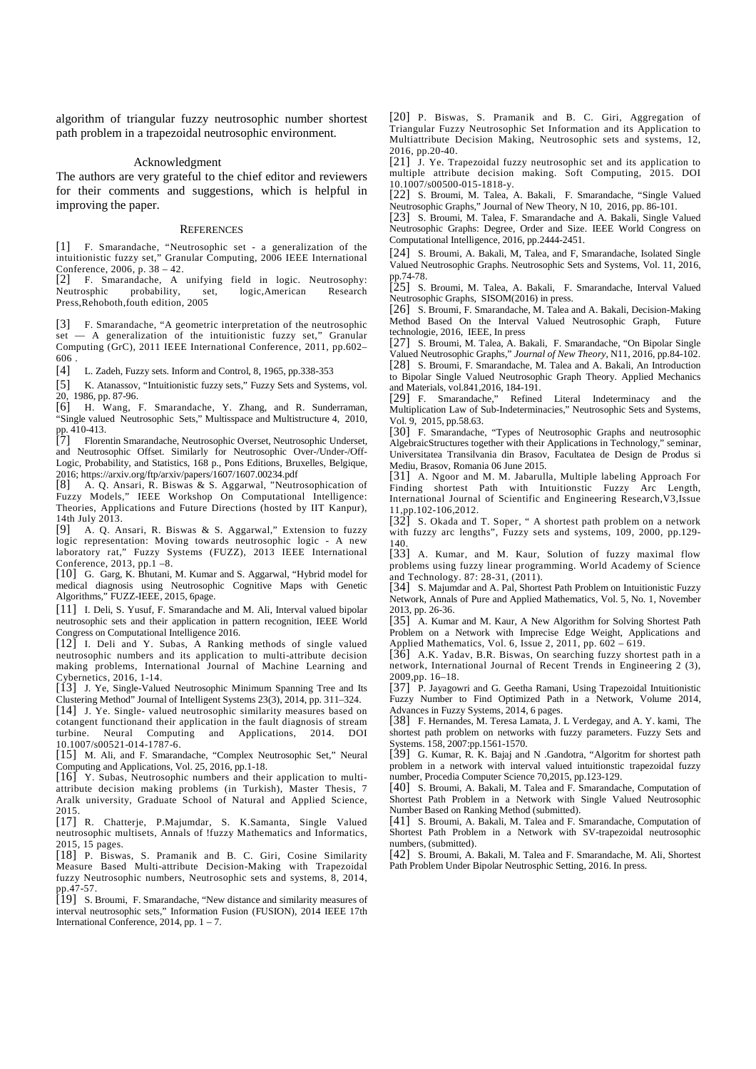algorithm of triangular fuzzy neutrosophic number shortest path problem in a trapezoidal neutrosophic environment.

## Acknowledgment

The authors are very grateful to the chief editor and reviewers for their comments and suggestions, which is helpful in improving the paper.

## References

[1] F. Smarandache, "Neutrosophic set - a generalization of the intuitionistic fuzzy set," Granular Computing, 2006 IEEE International Conference, 2006, p. 38 – 42.

[2] F. Smarandache, A unifying field in logic. Neutrosophy: Neutrosphic probability, set, logic,American Research Press,Rehoboth,fouth edition, 2005

[3] F. Smarandache, "A geometric interpretation of the neutrosophic set — A generalization of the intuitionistic fuzzy set," Granular Computing (GrC), 2011 IEEE International Conference, 2011, pp.602–606 .

[4] L. Zadeh, Fuzzy sets. Inform and Control, 8, 1965, pp.338-353

[5] K. Atanassov, "Intuitionistic fuzzy sets," Fuzzy Sets and Systems, vol. 20, 1986, pp. 87-96.

[6] H. Wang, F. Smarandache, Y. Zhang, and R. Sunderraman, "Single valued Neutrosophic Sets," Multisspace and Multistructure 4, 2010, pp. 410-413.

[7] Florentin Smarandache, Neutrosophic Overset, Neutrosophic Underset, and Neutrosophic Offset. Similarly for Neutrosophic Over-/Under-/Off- Logic, Probability, and Statistics, 168 p., Pons Editions, Bruxelles, Belgique, 2016; https://arxiv.org/ftp/arxiv/papers/1607/1607.00234.pdf

[8] A. Q. Ansari, R. Biswas & S. Aggarwal, "Neutrosophication of Fuzzy Models," IEEE Workshop On Computational Intelligence: Theories, Applications and Future Directions (hosted by IIT Kanpur), 14th July 2013.

[9] A. Q. Ansari, R. Biswas & S. Aggarwal," Extension to fuzzy logic representation: Moving towards neutrosophic logic - A new laboratory rat," Fuzzy Systems (FUZZ), 2013 IEEE International Conference, 2013, pp.1 –8.

[10] G. Garg, K. Bhutani, M. Kumar and S. Aggarwal, "Hybrid model for medical diagnosis using Neutrosophic Cognitive Maps with Genetic Algorithms," FUZZ-IEEE, 2015, 6page.

[11] I. Deli, S. Yusuf, F. Smarandache and M. Ali, Interval valued bipolar neutrosophic sets and their application in pattern recognition, IEEE World Congress on Computational Intelligence 2016.

[12] I. Deli and Y. Subas, A Ranking methods of single valued neutrosophic numbers and its application to multi-attribute decision making problems, International Journal of Machine Learning and Cybernetics, 2016, 1-14.

[13] J. Ye, Single-Valued Neutrosophic Minimum Spanning Tree and Its Clustering Method" Journal of Intelligent Systems 23(3), 2014, pp. 311–324.

[14] J. Ye. Single- valued neutrosophic similarity measures based on cotangent functionand their application in the fault diagnosis of stream turbine. Neural Computing and Applications, 2014. DOI 10.1007/s00521-014-1787-6.

[15] M. Ali, and F. Smarandache, "Complex Neutrosophic Set," Neural Computing and Applications, Vol. 25, 2016, pp.1-18.

[16] Y. Subas, Neutrosophic numbers and their application to multi-attribute decision making problems (in Turkish), Master Thesis, 7 Aralk university, Graduate School of Natural and Applied Science, 2015.

[17] R. Chatterje, P.Majumdar, S. K.Samanta, Single Valued neutrosophic multisets, Annals of !fuzzy Mathematics and Informatics, 2015, 15 pages.

[18] P. Biswas, S. Pramanik and B. C. Giri, Cosine Similarity Measure Based Multi-attribute Decision-Making with Trapezoidal fuzzy Neutrosophic numbers, Neutrosophic sets and systems, 8, 2014, pp.47-57.

[19] S. Broumi, F. Smarandache, "New distance and similarity measures of interval neutrosophic sets," Information Fusion (FUSION), 2014 IEEE 17th International Conference, 2014, pp. 1 – 7.

[20] P. Biswas, S. Pramanik and B. C. Giri, Aggregation of Triangular Fuzzy Neutrosophic Set Information and its Application to Multiattribute Decision Making, Neutrosophic sets and systems, 12, 2016, pp.20-40.

[21] J. Ye. Trapezoidal fuzzy neutrosophic set and its application to multiple attribute decision making. Soft Computing, 2015. DOI 10.1007/s00500-015-1818-y.

[22] S. Broumi, M. Talea, A. Bakali, F. Smarandache, "Single Valued Neutrosophic Graphs," Journal of New Theory, N 10, 2016, pp. 86-101.

[23] S. Broumi, M. Talea, F. Smarandache and A. Bakali, Single Valued Neutrosophic Graphs: Degree, Order and Size. IEEE World Congress on Computational Intelligence, 2016, pp.2444-2451.

[24] S. Broumi, A. Bakali, M, Talea, and F, Smarandache, Isolated Single Valued Neutrosophic Graphs. Neutrosophic Sets and Systems, Vol. 11, 2016, pp.74-78.

[25] S. Broumi, M. Talea, A. Bakali, F. Smarandache, Interval Valued Neutrosophic Graphs, SISOM(2016) in press.

[26] S. Broumi, F. Smarandache, M. Talea and A. Bakali, Decision-Making Method Based On the Interval Valued Neutrosophic Graph, Future technologie, 2016, IEEE, In press

[27] S. Broumi, M. Talea, A. Bakali, F. Smarandache, "On Bipolar Single Valued Neutrosophic Graphs," *Journal of New Theory*, N11, 2016, pp.84-102.

[28] S. Broumi, F. Smarandache, M. Talea and A. Bakali, An Introduction to Bipolar Single Valued Neutrosophic Graph Theory. Applied Mechanics and Materials, vol.841,2016, 184-191.

[29] F. Smarandache," Refined Literal Indeterminacy and the Multiplication Law of Sub-Indeterminacies," Neutrosophic Sets and Systems, Vol. 9, 2015, pp.58.63.

[30] F. Smarandache, "Types of Neutrosophic Graphs and neutrosophic AlgebraicStructures together with their Applications in Technology," seminar, Universitatea Transilvania din Brasov, Facultatea de Design de Produs si Mediu, Brasov, Romania 06 June 2015.

[31] A. Ngoor and M. M. Jabarulla, Multiple labeling Approach For Finding shortest Path with Intuitionstic Fuzzy Arc Length, International Journal of Scientific and Engineering Research,V3,Issue 11,pp.102-106,2012.

[32] S. Okada and T. Soper, " A shortest path problem on a network with fuzzy arc lengths", Fuzzy sets and systems, 109, 2000, pp.129-140.

[33] A. Kumar, and M. Kaur, Solution of fuzzy maximal flow problems using fuzzy linear programming. World Academy of Science and Technology. 87: 28-31, (2011).

[34] S. Majumdar and A. Pal, Shortest Path Problem on Intuitionistic Fuzzy Network, Annals of Pure and Applied Mathematics, Vol. 5, No. 1, November 2013, pp. 26-36.

[35] A. Kumar and M. Kaur, A New Algorithm for Solving Shortest Path Problem on a Network with Imprecise Edge Weight, Applications and Applied Mathematics, Vol. 6, Issue 2, 2011, pp. 602 – 619.

[36] A.K. Yadav, B.R. Biswas, On searching fuzzy shortest path in a network, International Journal of Recent Trends in Engineering 2 (3), 2009,pp. 16–18.

[37] P. Jayagowri and G. Geetha Ramani, Using Trapezoidal Intuitionistic Fuzzy Number to Find Optimized Path in a Network, Volume 2014, Advances in Fuzzy Systems, 2014, 6 pages.

[38] F. Hernandes, M. Teresa Lamata, J. L Verdegay, and A. Y. kami, The shortest path problem on networks with fuzzy parameters. Fuzzy Sets and Systems. 158, 2007:pp.1561-1570.

[39] G. Kumar, R. K. Bajaj and N .Gandotra, "Algoritm for shortest path problem in a network with interval valued intuitionstic trapezoidal fuzzy number, Procedia Computer Science 70,2015, pp.123-129.

[40] S. Broumi, A. Bakali, M. Talea and F. Smarandache, Computation of Shortest Path Problem in a Network with Single Valued Neutrosophic Number Based on Ranking Method (submitted).

[41] S. Broumi, A. Bakali, M. Talea and F. Smarandache, Computation of Shortest Path Problem in a Network with SV-trapezoidal neutrosophic numbers, (submitted).

[42] S. Broumi, A. Bakali, M. Talea and F. Smarandache, M. Ali, Shortest Path Problem Under Bipolar Neutrosphic Setting, 2016. In press.